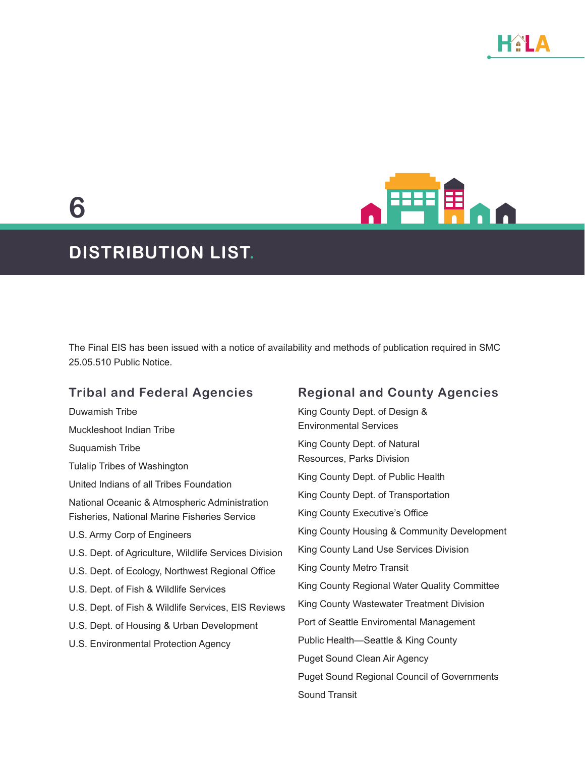# 6 DISTRIBUTION LIST.

The Final EIS has been issued with a notice of availability and methods of publication required in SMC 25.05.510 Public Notice.

## Tribal and Federal Agencies

Duwamish Tribe

Muckleshoot Indian Tribe

Suquamish Tribe

Tulalip Tribes of Washington

United Indians of all Tribes Foundation

National Oceanic & Atmospheric Administration Fisheries, National Marine Fisheries Service

U.S. Army Corp of Engineers

U.S. Dept. of Agriculture, Wildlife Services Division

U.S. Dept. of Ecology, Northwest Regional Office

U.S. Dept. of Fish & Wildlife Services

U.S. Dept. of Fish & Wildlife Services, EIS Reviews

U.S. Dept. of Housing & Urban Development

U.S. Environmental Protection Agency

## Regional and County Agencies

King County Dept. of Design & Environmental Services

King County Dept. of Natural Resources, Parks Division

King County Dept. of Public Health

King County Dept. of Transportation

King County Executive's Office

King County Housing & Community Development

King County Land Use Services Division

King County Metro Transit

King County Regional Water Quality Committee

King County Wastewater Treatment Division

Port of Seattle Enviromental Management

Public Health—Seattle & King County

Puget Sound Clean Air Agency

Puget Sound Regional Council of Governments

Sound Transit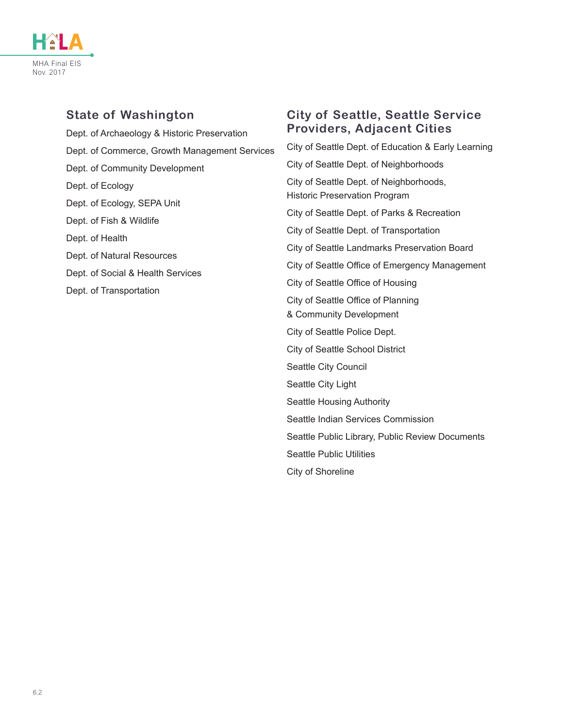## State of Washington

Dept. of Archaeology & Historic Preservation

Dept. of Commerce, Growth Management Services

Dept. of Community Development

Dept. of Ecology

Dept. of Ecology, SEPA Unit

Dept. of Fish & Wildlife

Dept. of Health

Dept. of Natural Resources

Dept. of Social & Health Services

Dept. of Transportation

## City of Seattle, Seattle Service Providers, Adjacent Cities

City of Seattle Dept. of Education & Early Learning

City of Seattle Dept. of Neighborhoods

City of Seattle Dept. of Neighborhoods, Historic Preservation Program

City of Seattle Dept. of Parks & Recreation

City of Seattle Dept. of Transportation

City of Seattle Landmarks Preservation Board

City of Seattle Office of Emergency Management

City of Seattle Office of Housing

City of Seattle Office of Planning & Community Development

City of Seattle Police Dept.

City of Seattle School District

Seattle City Council

Seattle City Light

Seattle Housing Authority

Seattle Indian Services Commission

Seattle Public Library, Public Review Documents

Seattle Public Utilities

City of Shoreline